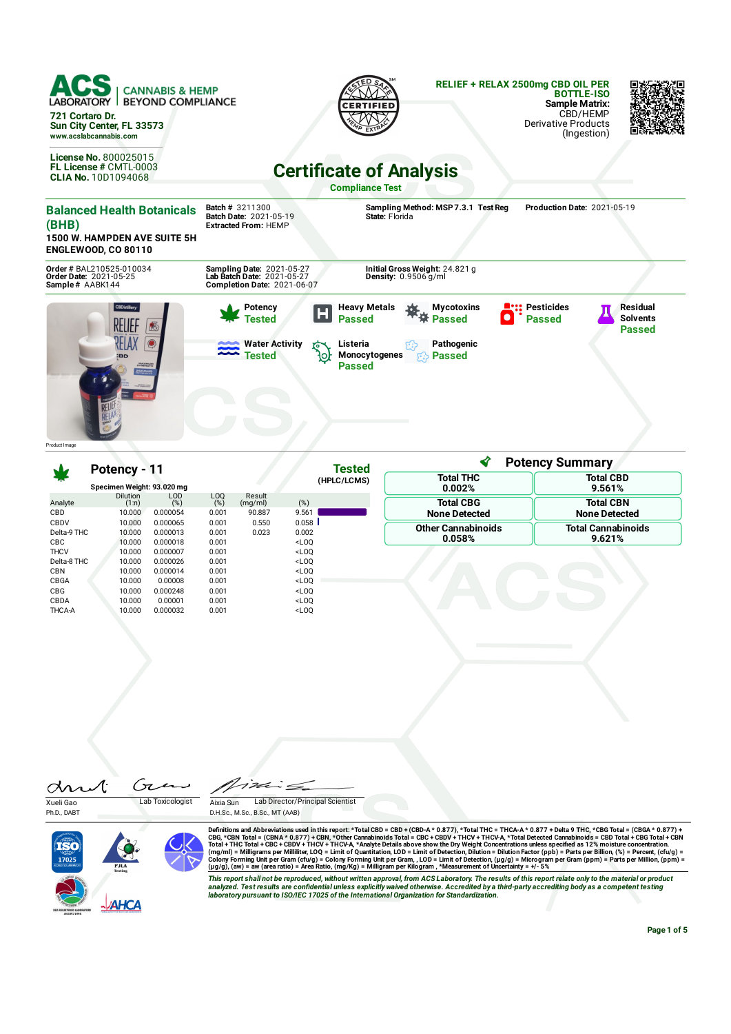**ACS LABORATORY** | CANNABIS & HEMP BEYOND COMPLIANCE

721 Cortaro Dr.
Sun City Center, FL 33573
www.acslabcannabis.com

**License No.** 800025015
**FL License #** CMTL-0003
**CLIA No.** 10D1094068

**RELIEF + RELAX 2500mg CBD OIL PER BOTTLE-ISO**
**Sample Matrix:** CBD/HEMP Derivative Products (Ingestion)

# Certificate of Analysis

**Compliance Test**

**Balanced Health Botanicals (BHB)**
**1500 W. HAMPDEN AVE SUITE 5H**
**ENGLEWOOD, CO 80110**

**Batch #** 3211300
**Batch Date:** 2021-05-19
**Extracted From:** HEMP

**Sampling Method:** MSP 7.3.1 Test Reg
**State:** Florida

**Production Date:** 2021-05-19

**Order #** BAL210525-010034
**Order Date:** 2021-05-25
**Sample #** AABK144

**Sampling Date:** 2021-05-27
**Lab Batch Date:** 2021-05-27
**Completion Date:** 2021-06-07

**Initial Gross Weight:** 24.821 g
**Density:** 0.9506 g/ml

Product Image

| Test | Status |
|---|---|
| Potency | Tested |
| Heavy Metals | Passed |
| Mycotoxins | Passed |
| Pesticides | Passed |
| Residual Solvents | Passed |
| Water Activity | Tested |
| Listeria Monocytogenes | Passed |
| Pathogenic | Passed |

## Potency - 11

**Tested** (HPLC/LCMS)

**Specimen Weight:** 93.020 mg

| Analyte | Dilution (1:n) | LOD (%) | LOQ (%) | Result (mg/ml) | (%) |
|---|---|---|---|---|---|
| CBD | 10.000 | 0.000054 | 0.001 | 90.887 | 9.561 |
| CBDV | 10.000 | 0.000065 | 0.001 | 0.550 | 0.058 |
| Delta-9 THC | 10.000 | 0.000013 | 0.001 | 0.023 | 0.002 |
| CBC | 10.000 | 0.000018 | 0.001 | | <LOQ |
| THCV | 10.000 | 0.000007 | 0.001 | | <LOQ |
| Delta-8 THC | 10.000 | 0.000026 | 0.001 | | <LOQ |
| CBN | 10.000 | 0.000014 | 0.001 | | <LOQ |
| CBGA | 10.000 | 0.00008 | 0.001 | | <LOQ |
| CBG | 10.000 | 0.000248 | 0.001 | | <LOQ |
| CBDA | 10.000 | 0.00001 | 0.001 | | <LOQ |
| THCA-A | 10.000 | 0.000032 | 0.001 | | <LOQ |

### Potency Summary

| | |
|---|---|
| **Total THC** 0.002% | **Total CBD** 9.561% |
| **Total CBG** None Detected | **Total CBN** None Detected |
| **Other Cannabinoids** 0.058% | **Total Cannabinoids** 9.621% |

Xueli Gao, Ph.D., DABT — Lab Toxicologist

Aixia Sun, D.H.Sc., M.Sc., B.Sc., MT (AAB) — Lab Director/Principal Scientist

Definitions and Abbreviations used in this report: *Total CBD = CBD + (CBD-A * 0.877), *Total THC = THCA-A * 0.877 + Delta 9 THC, *CBG Total = (CBGA * 0.877) + CBG, *CBN Total = (CBNA * 0.877) + CBN, *Other Cannabinoids Total = CBC + CBDV + THCV + THCV-A, *Total Detected Cannabinoids = CBD Total + CBG Total + CBN Total + THC Total + CBC + CBDV + THCV + THCV-A, *Analyte Details above show the Dry Weight Concentrations unless specified as 12% moisture concentration. (mg/ml) = Milligrams per Milliliter, LOQ = Limit of Quantitation, LOD = Limit of Detection, Dilution = Dilution Factor (ppb) = Parts per Billion, (%) = Percent, (cfu/g) = Colony Forming Unit per Gram (cfu/g) = Colony Forming Unit per Gram, , LOD = Limit of Detection (µg/g) = Microgram per Gram (ppm) = Parts per Million, (ppm) = (µg/g), (aw) = aw (area ratio) = Area Ratio, (mg/Kg) = Milligram per Kilogram , *Measurement of Uncertainty = +/- 5%

*This report shall not be reproduced, without written approval, from ACS Laboratory. The results of this report relate only to the material or product analyzed. Test results are confidential unless explicitly waived otherwise. Accredited by a third-party accrediting body as a competent testing laboratory pursuant to ISO/IEC 17025 of the International Organization for Standardization.*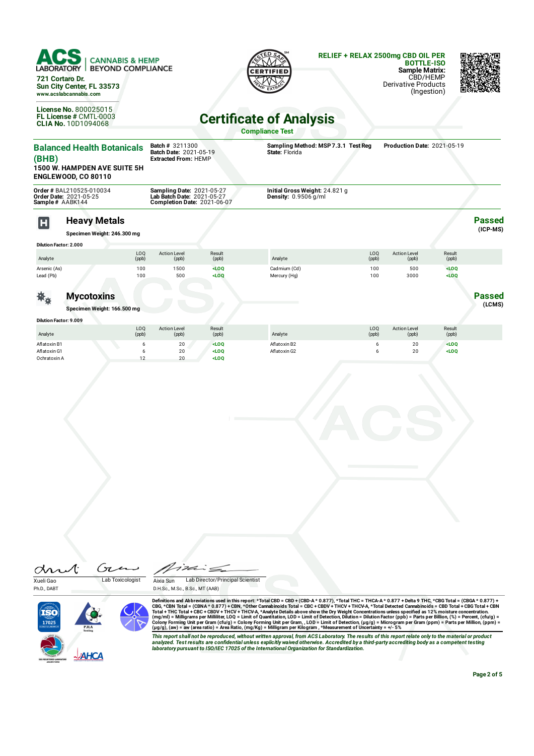**ACS LABORATORY | CANNABIS & HEMP BEYOND COMPLIANCE**

721 Cortaro Dr.
Sun City Center, FL 33573
www.acslabcannabis.com

License No. 800025015
FL License # CMTL-0003
CLIA No. 10D1094068

**RELIEF + RELAX 2500mg CBD OIL PER BOTTLE-ISO**
**Sample Matrix:** CBD/HEMP Derivative Products (Ingestion)

# Certificate of Analysis

**Compliance Test**

## Balanced Health Botanicals (BHB)

**1500 W. HAMPDEN AVE SUITE 5H**
**ENGLEWOOD, CO 80110**

**Batch #** 3211300
**Batch Date:** 2021-05-19
**Extracted From:** HEMP

**Sampling Method:** MSP 7.3.1 Test Reg
**State:** Florida

**Production Date:** 2021-05-19

**Order #** BAL210525-010034
**Order Date:** 2021-05-25
**Sample #** AABK144

**Sampling Date:** 2021-05-27
**Lab Batch Date:** 2021-05-27
**Completion Date:** 2021-06-07

**Initial Gross Weight:** 24.821 g
**Density:** 0.9506 g/ml

## Heavy Metals

**Passed** (ICP-MS)

**Specimen Weight: 246.300 mg**

**Dilution Factor: 2.000**

| Analyte | LOQ (ppb) | Action Level (ppb) | Result (ppb) | Analyte | LOQ (ppb) | Action Level (ppb) | Result (ppb) |
|---|---|---|---|---|---|---|---|
| Arsenic (As) | 100 | 1500 | <LOQ | Cadmium (Cd) | 100 | 500 | <LOQ |
| Lead (Pb) | 100 | 500 | <LOQ | Mercury (Hg) | 100 | 3000 | <LOQ |

## Mycotoxins

**Passed** (LCMS)

**Specimen Weight: 166.500 mg**

**Dilution Factor: 9.009**

| Analyte | LOQ (ppb) | Action Level (ppb) | Result (ppb) | Analyte | LOQ (ppb) | Action Level (ppb) | Result (ppb) |
|---|---|---|---|---|---|---|---|
| Aflatoxin B1 | 6 | 20 | <LOQ | Aflatoxin B2 | 6 | 20 | <LOQ |
| Aflatoxin G1 | 6 | 20 | <LOQ | Aflatoxin G2 | 6 | 20 | <LOQ |
| Ochratoxin A | 12 | 20 | <LOQ | | | | |

Xueli Gao
Ph.D., DABT
Lab Toxicologist

Aixia Sun
D.H.Sc., M.Sc., B.Sc., MT (AAB)
Lab Director/Principal Scientist

Definitions and Abbreviations used in this report: *Total CBD = CBD + (CBD-A * 0.877), *Total THC = THCA-A * 0.877 + Delta 9 THC, *CBG Total = (CBGA * 0.877) + CBG, *CBN Total = (CBNA * 0.877) + CBN, *Other Cannabinoids Total = CBC + CBDV + THCV + THCV-A, *Total Detected Cannabinoids = CBD Total + CBG Total + CBN Total + THC Total + CBC + CBDV + THCV + THCV-A, *Analyte Details above show the Dry Weight Concentrations unless specified as 12% moisture concentration. (mg/ml) = Milligrams per Milliliter, LOQ = Limit of Quantitation, LOD = Limit of Detection, Dilution = Dilution Factor (ppb) = Parts per Billion, (%) = Percent, (cfu/g) = Colony Forming Unit per Gram (cfu/g) = Colony Forming Unit per Gram, , LOD = Limit of Detection, (µg/g) = Microgram per Gram (ppm) = Parts per Million, (ppm) = (µg/g), (aw) = aw (area ratio) = Area Ratio, (mg/Kg) = Milligram per Kilogram , *Measurement of Uncertainty = +/- 5%

*This report shall not be reproduced, without written approval, from ACS Laboratory. The results of this report relate only to the material or product analyzed. Test results are confidential unless explicitly waived otherwise. Accredited by a third-party accrediting body as a competent testing laboratory pursuant to ISO/IEC 17025 of the International Organization for Standardization.*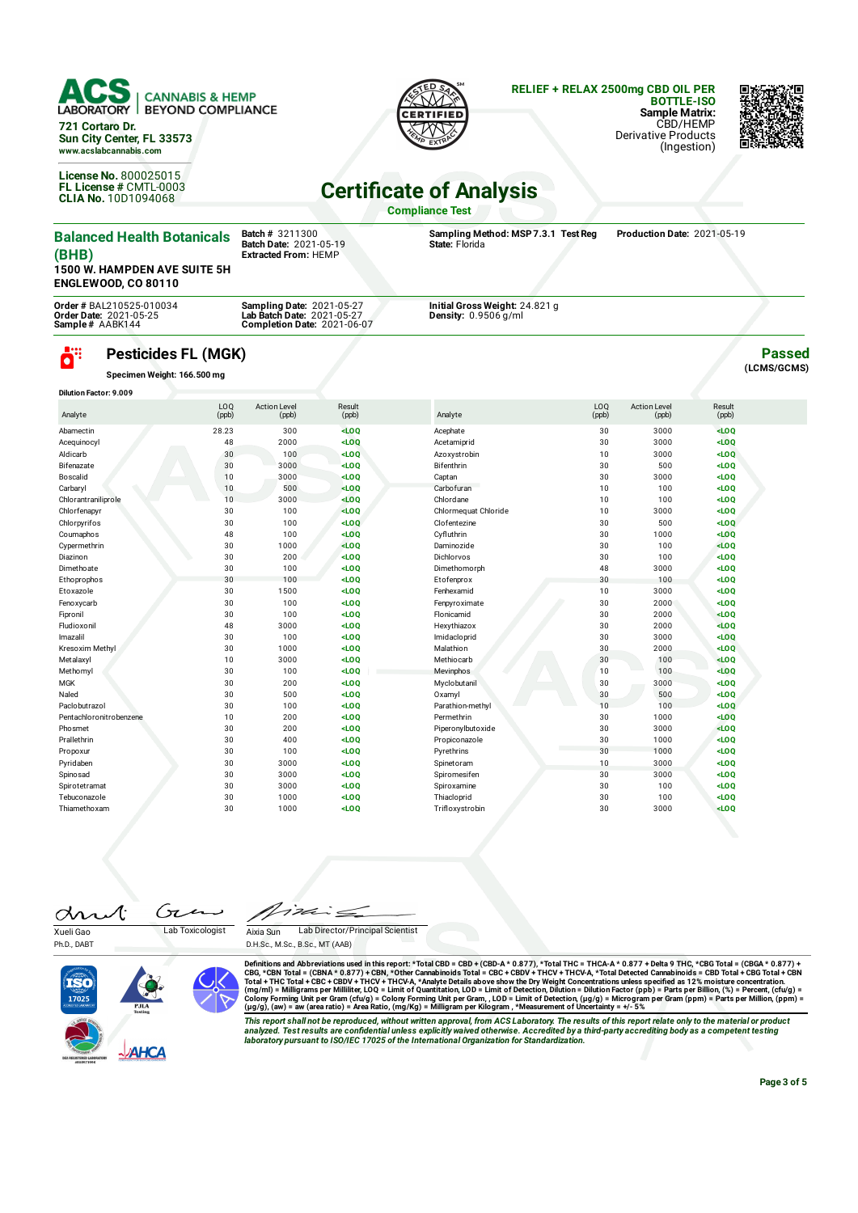**ACS LABORATORY** | CANNABIS & HEMP BEYOND COMPLIANCE

721 Cortaro Dr.
Sun City Center, FL 33573
www.acslabcannabis.com

**License No.** 800025015
**FL License #** CMTL-0003
**CLIA No.** 10D1094068

**RELIEF + RELAX 2500mg CBD OIL PER BOTTLE-ISO**
**Sample Matrix:** CBD/HEMP Derivative Products (Ingestion)

# Certificate of Analysis

**Compliance Test**

## Balanced Health Botanicals (BHB)

1500 W. HAMPDEN AVE SUITE 5H
ENGLEWOOD, CO 80110

**Batch #** 3211300
**Batch Date:** 2021-05-19
**Extracted From:** HEMP

**Sampling Method:** MSP 7.3.1 Test Reg
**State:** Florida

**Production Date:** 2021-05-19

**Order #** BAL210525-010034
**Order Date:** 2021-05-25
**Sample #** AABK144

**Sampling Date:** 2021-05-27
**Lab Batch Date:** 2021-05-27
**Completion Date:** 2021-06-07

**Initial Gross Weight:** 24.821 g
**Density:** 0.9506 g/ml

## Pesticides FL (MGK)

**Passed** (LCMS/GCMS)

**Specimen Weight:** 166.500 mg

**Dilution Factor:** 9.009

| Analyte | LOQ (ppb) | Action Level (ppb) | Result (ppb) | Analyte | LOQ (ppb) | Action Level (ppb) | Result (ppb) |
|---|---|---|---|---|---|---|---|
| Abamectin | 28.23 | 300 | <LOQ | Acephate | 30 | 3000 | <LOQ |
| Acequinocyl | 48 | 2000 | <LOQ | Acetamiprid | 30 | 3000 | <LOQ |
| Aldicarb | 30 | 100 | <LOQ | Azoxystrobin | 10 | 3000 | <LOQ |
| Bifenazate | 30 | 3000 | <LOQ | Bifenthrin | 30 | 500 | <LOQ |
| Boscalid | 10 | 3000 | <LOQ | Captan | 30 | 3000 | <LOQ |
| Carbaryl | 10 | 500 | <LOQ | Carbofuran | 10 | 100 | <LOQ |
| Chlorantraniliprole | 10 | 3000 | <LOQ | Chlordane | 10 | 100 | <LOQ |
| Chlorfenapyr | 30 | 100 | <LOQ | Chlormequat Chloride | 10 | 3000 | <LOQ |
| Chlorpyrifos | 30 | 100 | <LOQ | Clofentezine | 30 | 500 | <LOQ |
| Coumaphos | 48 | 100 | <LOQ | Cyfluthrin | 30 | 1000 | <LOQ |
| Cypermethrin | 30 | 1000 | <LOQ | Daminozide | 30 | 100 | <LOQ |
| Diazinon | 30 | 200 | <LOQ | Dichlorvos | 30 | 100 | <LOQ |
| Dimethoate | 30 | 100 | <LOQ | Dimethomorph | 48 | 3000 | <LOQ |
| Ethoprophos | 30 | 100 | <LOQ | Etofenprox | 30 | 100 | <LOQ |
| Etoxazole | 30 | 1500 | <LOQ | Fenhexamid | 10 | 3000 | <LOQ |
| Fenoxycarb | 30 | 100 | <LOQ | Fenpyroximate | 30 | 2000 | <LOQ |
| Fipronil | 30 | 100 | <LOQ | Flonicamid | 30 | 2000 | <LOQ |
| Fludioxonil | 48 | 3000 | <LOQ | Hexythiazox | 30 | 2000 | <LOQ |
| Imazalil | 30 | 100 | <LOQ | Imidacloprid | 30 | 3000 | <LOQ |
| Kresoxim Methyl | 30 | 1000 | <LOQ | Malathion | 30 | 2000 | <LOQ |
| Metalaxyl | 10 | 3000 | <LOQ | Methiocarb | 30 | 100 | <LOQ |
| Methomyl | 30 | 100 | <LOQ | Mevinphos | 10 | 100 | <LOQ |
| MGK | 30 | 200 | <LOQ | Myclobutanil | 30 | 3000 | <LOQ |
| Naled | 30 | 500 | <LOQ | Oxamyl | 30 | 500 | <LOQ |
| Paclobutrazol | 30 | 100 | <LOQ | Parathion-methyl | 10 | 100 | <LOQ |
| Pentachloronitrobenzene | 10 | 200 | <LOQ | Permethrin | 30 | 1000 | <LOQ |
| Phosmet | 30 | 200 | <LOQ | Piperonylbutoxide | 30 | 3000 | <LOQ |
| Prallethrin | 30 | 400 | <LOQ | Propiconazole | 30 | 1000 | <LOQ |
| Propoxur | 30 | 100 | <LOQ | Pyrethrins | 30 | 1000 | <LOQ |
| Pyridaben | 30 | 3000 | <LOQ | Spinetoram | 10 | 3000 | <LOQ |
| Spinosad | 30 | 3000 | <LOQ | Spiromesifen | 30 | 3000 | <LOQ |
| Spirotetramat | 30 | 3000 | <LOQ | Spiroxamine | 30 | 100 | <LOQ |
| Tebuconazole | 30 | 1000 | <LOQ | Thiacloprid | 30 | 100 | <LOQ |
| Thiamethoxam | 30 | 1000 | <LOQ | Trifloxystrobin | 30 | 3000 | <LOQ |

Xueli Gao, Ph.D., DABT — Lab Toxicologist

Aixia Sun, D.H.Sc., M.Sc., B.Sc., MT (AAB) — Lab Director/Principal Scientist

Definitions and Abbreviations used in this report: *Total CBD = CBD + (CBD-A * 0.877), *Total THC = THCA-A * 0.877 + Delta 9 THC, *CBG Total = (CBGA * 0.877) + CBG, *CBN Total = (CBNA * 0.877) + CBN, *Other Cannabinoids Total = CBC + CBDV + THCV + THCV-A, *Total Detected Cannabinoids = CBD Total + CBG Total + CBN Total + THC Total + CBC + CBDV + THCV + THCV-A, *Analyte Details above show the Dry Weight Concentrations unless specified as 12% moisture concentration. (mg/ml) = Milligrams per Milliliter, LOQ = Limit of Quantitation, LOD = Limit of Detection, Dilution = Dilution Factor (ppb) = Parts per Billion, (%) = Percent, (cfu/g) = Colony Forming Unit per Gram (cfu/g) = Colony Forming Unit per Gram, , LOD = Limit of Detection, (µg/g) = Microgram per Gram (ppm) = Parts per Million, (ppm) = (µg/g), (aw) = aw (area ratio) = Area Ratio, (mg/Kg) = Milligram per Kilogram , *Measurement of Uncertainty = +/- 5%

*This report shall not be reproduced, without written approval, from ACS Laboratory. The results of this report relate only to the material or product analyzed. Test results are confidential unless explicitly waived otherwise. Accredited by a third-party accrediting body as a competent testing laboratory pursuant to ISO/IEC 17025 of the International Organization for Standardization.*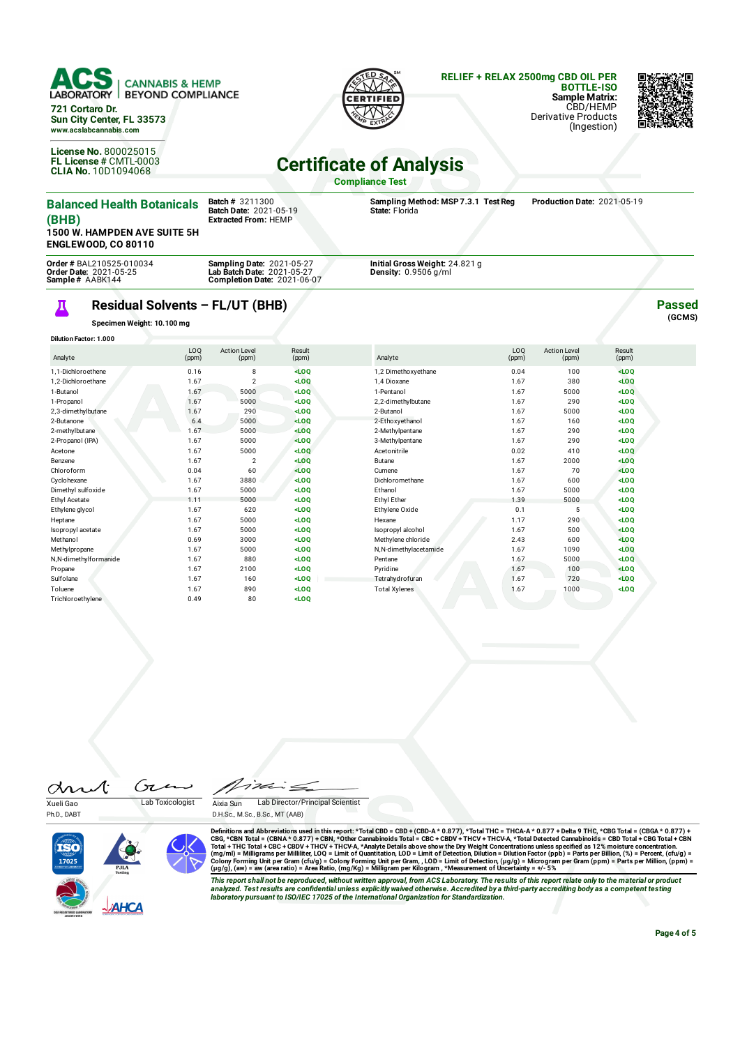**ACS LABORATORY** | CANNABIS & HEMP BEYOND COMPLIANCE

721 Cortaro Dr.
Sun City Center, FL 33573
www.acslabcannabis.com

**License No.** 800025015
**FL License #** CMTL-0003
**CLIA No.** 10D1094068

**RELIEF + RELAX 2500mg CBD OIL PER BOTTLE-ISO**
**Sample Matrix:** CBD/HEMP Derivative Products (Ingestion)

# Certificate of Analysis

**Compliance Test**

**Balanced Health Botanicals (BHB)**
**1500 W. HAMPDEN AVE SUITE 5H**
**ENGLEWOOD, CO 80110**

**Batch #** 3211300
**Batch Date:** 2021-05-19
**Extracted From:** HEMP

**Sampling Method:** MSP 7.3.1 Test Reg
**State:** Florida

**Production Date:** 2021-05-19

**Order #** BAL210525-010034
**Order Date:** 2021-05-25
**Sample #** AABK144

**Sampling Date:** 2021-05-27
**Lab Batch Date:** 2021-05-27
**Completion Date:** 2021-06-07

**Initial Gross Weight:** 24.821 g
**Density:** 0.9506 g/ml

## Residual Solvents – FL/UT (BHB)

**Passed** (GCMS)

**Specimen Weight: 10.100 mg**

**Dilution Factor: 1.000**

| Analyte | LOQ (ppm) | Action Level (ppm) | Result (ppm) | Analyte | LOQ (ppm) | Action Level (ppm) | Result (ppm) |
|---|---|---|---|---|---|---|---|
| 1,1-Dichloroethene | 0.16 | 8 | <LOQ | 1,2 Dimethoxyethane | 0.04 | 100 | <LOQ |
| 1,2-Dichloroethane | 1.67 | 2 | <LOQ | 1,4 Dioxane | 1.67 | 380 | <LOQ |
| 1-Butanol | 1.67 | 5000 | <LOQ | 1-Pentanol | 1.67 | 5000 | <LOQ |
| 1-Propanol | 1.67 | 5000 | <LOQ | 2,2-dimethylbutane | 1.67 | 290 | <LOQ |
| 2,3-dimethylbutane | 1.67 | 290 | <LOQ | 2-Butanol | 1.67 | 5000 | <LOQ |
| 2-Butanone | 6.4 | 5000 | <LOQ | 2-Ethoxyethanol | 1.67 | 160 | <LOQ |
| 2-methylbutane | 1.67 | 5000 | <LOQ | 2-Methylpentane | 1.67 | 290 | <LOQ |
| 2-Propanol (IPA) | 1.67 | 5000 | <LOQ | 3-Methylpentane | 1.67 | 290 | <LOQ |
| Acetone | 1.67 | 5000 | <LOQ | Acetonitrile | 0.02 | 410 | <LOQ |
| Benzene | 1.67 | 2 | <LOQ | Butane | 1.67 | 2000 | <LOQ |
| Chloroform | 0.04 | 60 | <LOQ | Cumene | 1.67 | 70 | <LOQ |
| Cyclohexane | 1.67 | 3880 | <LOQ | Dichloromethane | 1.67 | 600 | <LOQ |
| Dimethyl sulfoxide | 1.67 | 5000 | <LOQ | Ethanol | 1.67 | 5000 | <LOQ |
| Ethyl Acetate | 1.11 | 5000 | <LOQ | Ethyl Ether | 1.39 | 5000 | <LOQ |
| Ethylene glycol | 1.67 | 620 | <LOQ | Ethylene Oxide | 0.1 | 5 | <LOQ |
| Heptane | 1.67 | 5000 | <LOQ | Hexane | 1.17 | 290 | <LOQ |
| Isopropyl acetate | 1.67 | 5000 | <LOQ | Isopropyl alcohol | 1.67 | 500 | <LOQ |
| Methanol | 0.69 | 3000 | <LOQ | Methylene chloride | 2.43 | 600 | <LOQ |
| Methylpropane | 1.67 | 5000 | <LOQ | N,N-dimethylacetamide | 1.67 | 1090 | <LOQ |
| N,N-dimethylformamide | 1.67 | 880 | <LOQ | Pentane | 1.67 | 5000 | <LOQ |
| Propane | 1.67 | 2100 | <LOQ | Pyridine | 1.67 | 100 | <LOQ |
| Sulfolane | 1.67 | 160 | <LOQ | Tetrahydrofuran | 1.67 | 720 | <LOQ |
| Toluene | 1.67 | 890 | <LOQ | Total Xylenes | 1.67 | 1000 | <LOQ |
| Trichloroethylene | 0.49 | 80 | <LOQ | | | | |

Xueli Gao, Ph.D., DABT — Lab Toxicologist

Aixia Sun, D.H.Sc., M.Sc., B.Sc., MT (AAB) — Lab Director/Principal Scientist

Definitions and Abbreviations used in this report: *Total CBD = CBD + (CBD-A * 0.877), *Total THC = THCA-A * 0.877 + Delta 9 THC, *CBG Total = (CBGA * 0.877) + CBG, *CBN Total = (CBNA * 0.877) + CBN, *Other Cannabinoids Total = CBC + CBDV + THCV + THCV-A, *Total Detected Cannabinoids = CBD Total + CBG Total + CBN Total + THC Total + CBC + CBDV + THCV + THCV-A, *Analyte Details above show the Dry Weight Concentrations unless specified as 12% moisture concentration. (mg/ml) = Milligrams per Milliliter, LOQ = Limit of Quantitation, LOD = Limit of Detection, Dilution = Dilution Factor (ppb) = Parts per Billion, (%) = Percent, (cfu/g) = Colony Forming Unit per Gram (cfu/g) = Colony Forming Unit per Gram, , LOD = Limit of Detection, (µg/g) = Microgram per Gram (ppm) = Parts per Million, (ppm) = (µg/g), (aw) = aw (area ratio) = Area Ratio, (mg/Kg) = Milligram per Kilogram , *Measurement of Uncertainty = +/- 5%

*This report shall not be reproduced, without written approval, from ACS Laboratory. The results of this report relate only to the material or product analyzed. Test results are confidential unless explicitly waived otherwise. Accredited by a third-party accrediting body as a competent testing laboratory pursuant to ISO/IEC 17025 of the International Organization for Standardization.*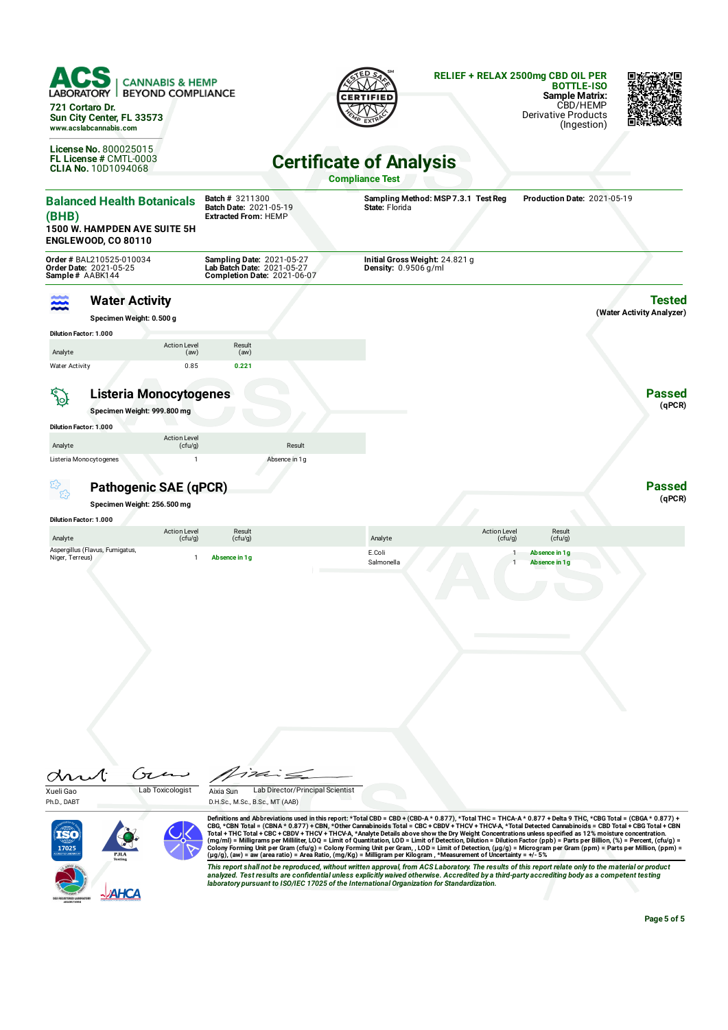**ACS LABORATORY** | CANNABIS & HEMP BEYOND COMPLIANCE

721 Cortaro Dr.
Sun City Center, FL 33573
www.acslabcannabis.com

License No. 800025015
FL License # CMTL-0003
CLIA No. 10D1094068

**RELIEF + RELAX 2500mg CBD OIL PER BOTTLE-ISO**
**Sample Matrix:** CBD/HEMP Derivative Products (Ingestion)

# Certificate of Analysis

**Compliance Test**

**Balanced Health Botanicals (BHB)**
**1500 W. HAMPDEN AVE SUITE 5H**
**ENGLEWOOD, CO 80110**

**Batch #** 3211300
**Batch Date:** 2021-05-19
**Extracted From:** HEMP

**Sampling Method:** MSP 7.3.1 Test Reg
**State:** Florida

**Production Date:** 2021-05-19

**Order #** BAL210525-010034
**Order Date:** 2021-05-25
**Sample #** AABK144

**Sampling Date:** 2021-05-27
**Lab Batch Date:** 2021-05-27
**Completion Date:** 2021-06-07

**Initial Gross Weight:** 24.821 g
**Density:** 0.9506 g/ml

## Water Activity

**Tested** (Water Activity Analyzer)

**Specimen Weight: 0.500 g**

**Dilution Factor: 1.000**

| Analyte | Action Level (aw) | Result (aw) |
|---|---|---|
| Water Activity | 0.85 | 0.221 |

## Listeria Monocytogenes

**Passed** (qPCR)

**Specimen Weight: 999.800 mg**

**Dilution Factor: 1.000**

| Analyte | Action Level (cfu/g) | Result |
|---|---|---|
| Listeria Monocytogenes | 1 | Absence in 1 g |

## Pathogenic SAE (qPCR)

**Passed** (qPCR)

**Specimen Weight: 256.500 mg**

**Dilution Factor: 1.000**

| Analyte | Action Level (cfu/g) | Result (cfu/g) |
|---|---|---|
| Aspergillus (Flavus, Fumigatus, Niger, Terreus) | 1 | Absence in 1 g |
| E.Coli | 1 | Absence in 1 g |
| Salmonella | 1 | Absence in 1 g |

Xueli Gao — Lab Toxicologist
Ph.D., DABT

Aixia Sun — Lab Director/Principal Scientist
D.H.Sc., M.Sc., B.Sc., MT (AAB)

Definitions and Abbreviations used in this report: *Total CBD = CBD + (CBD-A * 0.877), *Total THC = THCA-A * 0.877 + Delta 9 THC, *CBG Total = (CBGA * 0.877) + CBG, *CBN Total = (CBNA * 0.877) + CBN, *Other Cannabinoids Total = CBC + CBDV + THCV + THCV-A, *Total Detected Cannabinoids = CBD Total + CBG Total + CBN Total + THC Total + CBC + CBDV + THCV + THCV-A, *Analyte Details above show the Dry Weight Concentrations unless specified as 12% moisture concentration. (mg/ml) = Milligrams per Milliliter, LOQ = Limit of Quantitation, LOD = Limit of Detection, Dilution = Dilution Factor (ppb) = Parts per Billion, (%) = Percent, (cfu/g) = Colony Forming Unit per Gram (cfu/g) = Colony Forming Unit per Gram, , LOD = Limit of Detection, (µg/g) = Microgram per Gram (ppm) = Parts per Million, (ppm) = (µg/g), (aw) = aw (area ratio) = Area Ratio, (mg/Kg) = Milligram per Kilogram , *Measurement of Uncertainty = +/- 5%

*This report shall not be reproduced, without written approval, from ACS Laboratory. The results of this report relate only to the material or product analyzed. Test results are confidential unless explicitly waived otherwise. Accredited by a third-party accrediting body as a competent testing laboratory pursuant to ISO/IEC 17025 of the International Organization for Standardization.*